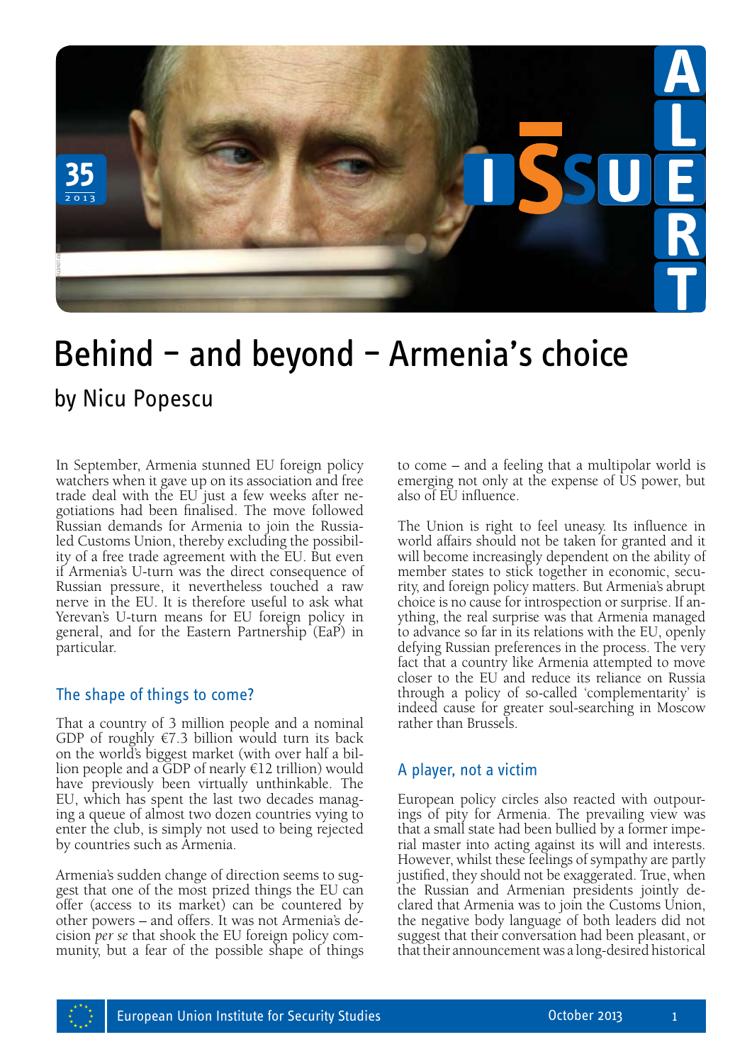# Behind – and beyond – Armenia's choice

by Nicu Popescu

In September, Armenia stunned EU foreign policy watchers when it gave up on its association and free trade deal with the EU just a few weeks after negotiations had been finalised. The move followed Russian demands for Armenia to join the Russia-led Customs Union, thereby excluding the possibility of a free trade agreement with the EU. But even if Armenia's U-turn was the direct consequence of Russian pressure, it nevertheless touched a raw nerve in the EU. It is therefore useful to ask what Yerevan's U-turn means for EU foreign policy in general, and for the Eastern Partnership (EaP) in particular.

## The shape of things to come?

That a country of 3 million people and a nominal GDP of roughly €7.3 billion would turn its back on the world's biggest market (with over half a billion people and a GDP of nearly €12 trillion) would have previously been virtually unthinkable. The EU, which has spent the last two decades managing a queue of almost two dozen countries vying to enter the club, is simply not used to being rejected by countries such as Armenia.

Armenia's sudden change of direction seems to suggest that one of the most prized things the EU can offer (access to its market) can be countered by other powers – and offers. It was not Armenia's decision *per se* that shook the EU foreign policy community, but a fear of the possible shape of things to come – and a feeling that a multipolar world is emerging not only at the expense of US power, but also of EU influence.

The Union is right to feel uneasy. Its influence in world affairs should not be taken for granted and it will become increasingly dependent on the ability of member states to stick together in economic, security, and foreign policy matters. But Armenia's abrupt choice is no cause for introspection or surprise. If anything, the real surprise was that Armenia managed to advance so far in its relations with the EU, openly defying Russian preferences in the process. The very fact that a country like Armenia attempted to move closer to the EU and reduce its reliance on Russia through a policy of so-called 'complementarity' is indeed cause for greater soul-searching in Moscow rather than Brussels.

## A player, not a victim

European policy circles also reacted with outpourings of pity for Armenia. The prevailing view was that a small state had been bullied by a former imperial master into acting against its will and interests. However, whilst these feelings of sympathy are partly justified, they should not be exaggerated. True, when the Russian and Armenian presidents jointly declared that Armenia was to join the Customs Union, the negative body language of both leaders did not suggest that their conversation had been pleasant, or that their announcement was a long-desired historical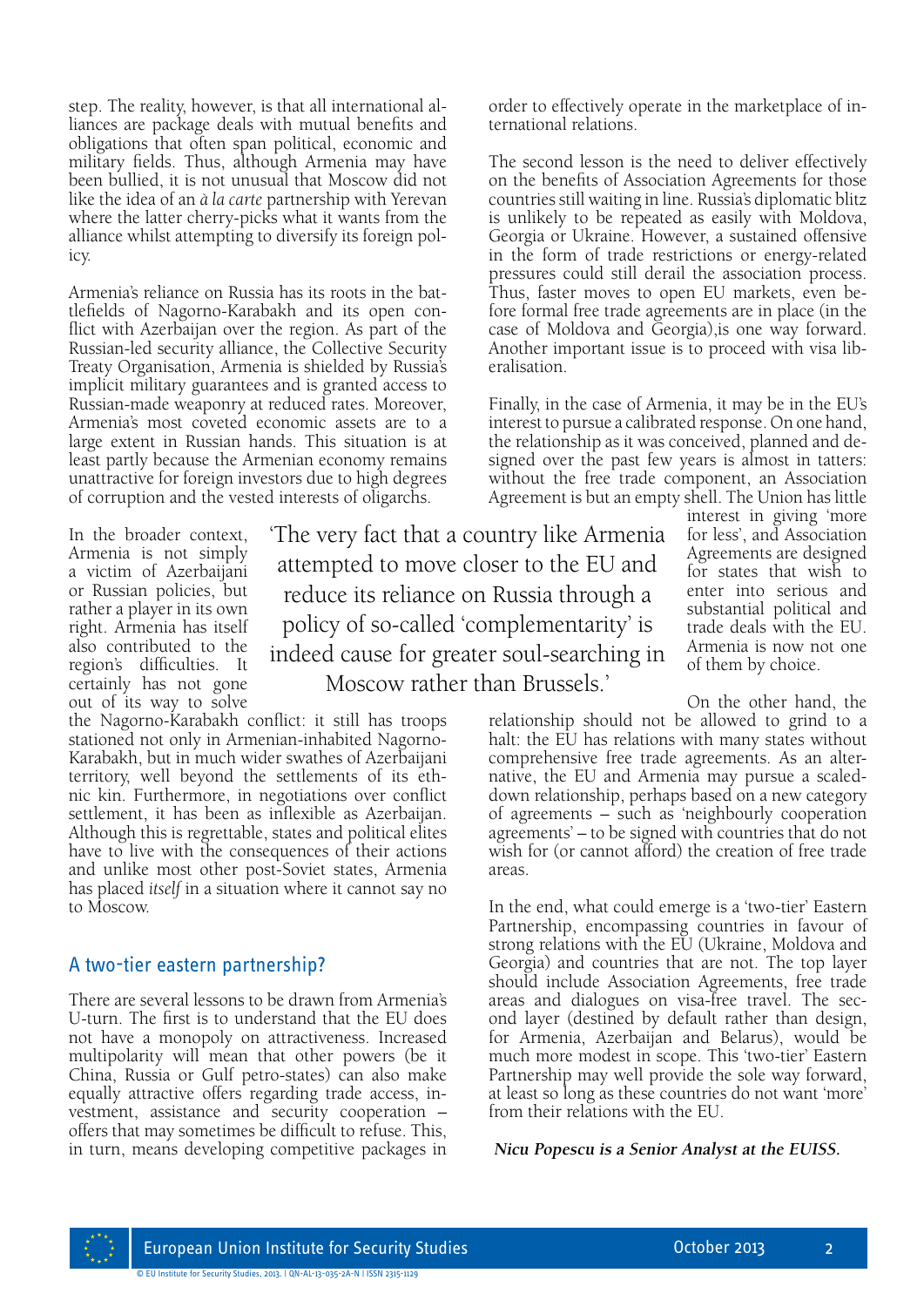step. The reality, however, is that all international alliances are package deals with mutual benefits and obligations that often span political, economic and military fields. Thus, although Armenia may have been bullied, it is not unusual that Moscow did not like the idea of an *à la carte* partnership with Yerevan where the latter cherry-picks what it wants from the alliance whilst attempting to diversify its foreign policy.

Armenia's reliance on Russia has its roots in the battlefields of Nagorno-Karabakh and its open conflict with Azerbaijan over the region. As part of the Russian-led security alliance, the Collective Security Treaty Organisation, Armenia is shielded by Russia's implicit military guarantees and is granted access to Russian-made weaponry at reduced rates. Moreover, Armenia's most coveted economic assets are to a large extent in Russian hands. This situation is at least partly because the Armenian economy remains unattractive for foreign investors due to high degrees of corruption and the vested interests of oligarchs.

In the broader context, Armenia is not simply a victim of Azerbaijani or Russian policies, but rather a player in its own right. Armenia has itself also contributed to the region's difficulties. It certainly has not gone out of its way to solve the Nagorno-Karabakh conflict: it still has troops stationed not only in Armenian-inhabited Nagorno-Karabakh, but in much wider swathes of Azerbaijani territory, well beyond the settlements of its ethnic kin. Furthermore, in negotiations over conflict settlement, it has been as inflexible as Azerbaijan. Although this is regrettable, states and political elites have to live with the consequences of their actions and unlike most other post-Soviet states, Armenia has placed *itself* in a situation where it cannot say no to Moscow.

> 'The very fact that a country like Armenia attempted to move closer to the EU and reduce its reliance on Russia through a policy of so-called 'complementarity' is indeed cause for greater soul-searching in Moscow rather than Brussels.'

## A two-tier eastern partnership?

There are several lessons to be drawn from Armenia's U-turn. The first is to understand that the EU does not have a monopoly on attractiveness. Increased multipolarity will mean that other powers (be it China, Russia or Gulf petro-states) can also make equally attractive offers regarding trade access, investment, assistance and security cooperation – offers that may sometimes be difficult to refuse. This, in turn, means developing competitive packages in order to effectively operate in the marketplace of international relations.

The second lesson is the need to deliver effectively on the benefits of Association Agreements for those countries still waiting in line. Russia's diplomatic blitz is unlikely to be repeated as easily with Moldova, Georgia or Ukraine. However, a sustained offensive in the form of trade restrictions or energy-related pressures could still derail the association process. Thus, faster moves to open EU markets, even before formal free trade agreements are in place (in the case of Moldova and Georgia),is one way forward. Another important issue is to proceed with visa liberalisation.

Finally, in the case of Armenia, it may be in the EU's interest to pursue a calibrated response. On one hand, the relationship as it was conceived, planned and designed over the past few years is almost in tatters: without the free trade component, an Association Agreement is but an empty shell. The Union has little interest in giving 'more for less', and Association Agreements are designed for states that wish to enter into serious and substantial political and trade deals with the EU. Armenia is now not one of them by choice.

On the other hand, the relationship should not be allowed to grind to a halt: the EU has relations with many states without comprehensive free trade agreements. As an alternative, the EU and Armenia may pursue a scaled-down relationship, perhaps based on a new category of agreements – such as 'neighbourly cooperation agreements' – to be signed with countries that do not wish for (or cannot afford) the creation of free trade areas.

In the end, what could emerge is a 'two-tier' Eastern Partnership, encompassing countries in favour of strong relations with the EU (Ukraine, Moldova and Georgia) and countries that are not. The top layer should include Association Agreements, free trade areas and dialogues on visa-free travel. The second layer (destined by default rather than design, for Armenia, Azerbaijan and Belarus), would be much more modest in scope. This 'two-tier' Eastern Partnership may well provide the sole way forward, at least so long as these countries do not want 'more' from their relations with the EU.

***Nicu Popescu is a Senior Analyst at the EUISS.***

© EU Institute for Security Studies, 2013. | QN-AL-13-035-2A-N | ISSN 2315-1129